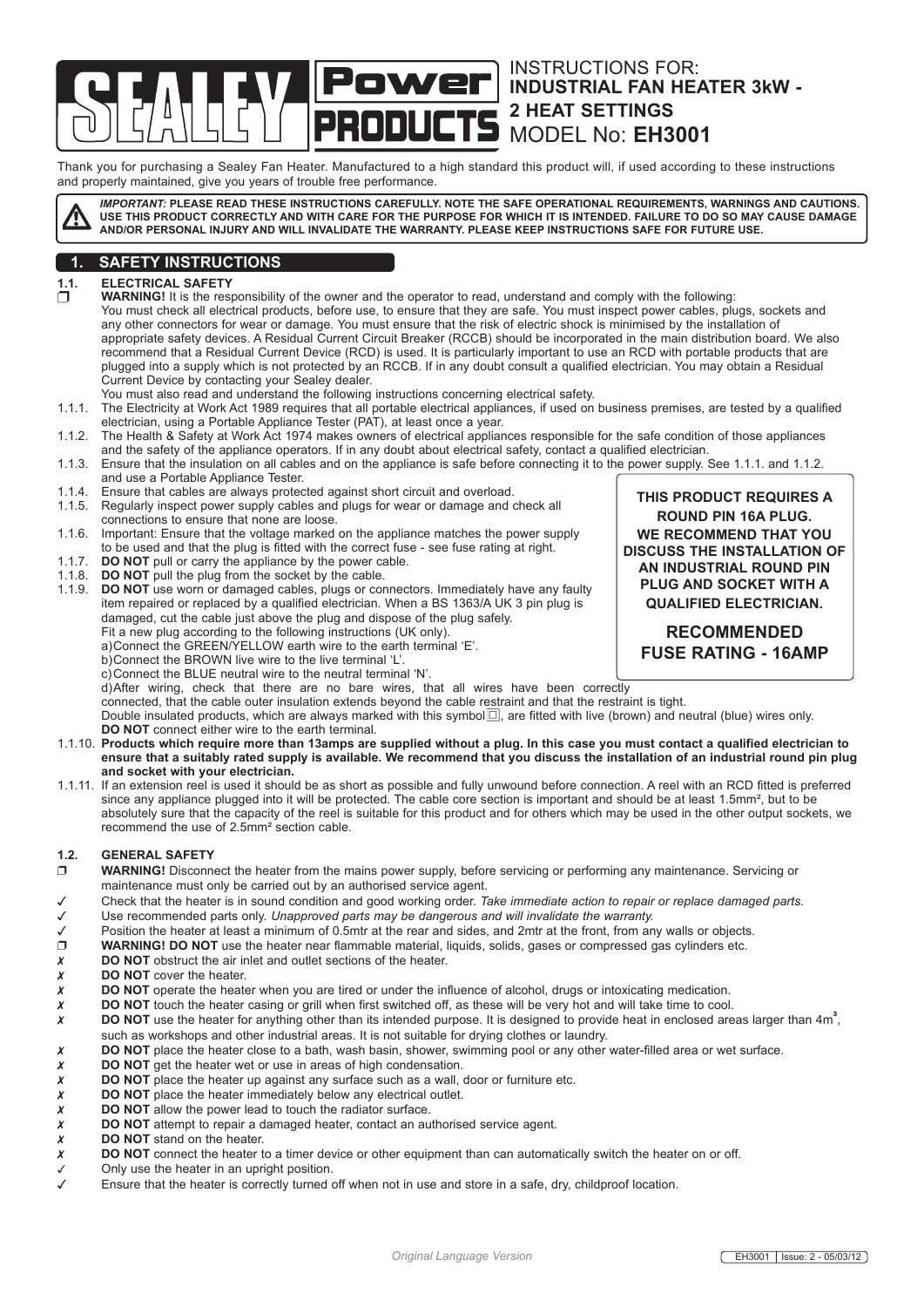# INSTRUCTIONS FOR: INDUSTRIAL FAN HEATER 3kW - 2 HEAT SETTINGS
# MODEL No: EH3001

Thank you for purchasing a Sealey Fan Heater. Manufactured to a high standard this product will, if used according to these instructions and properly maintained, give you years of trouble free performance.

***IMPORTANT:*** **PLEASE READ THESE INSTRUCTIONS CAREFULLY. NOTE THE SAFE OPERATIONAL REQUIREMENTS, WARNINGS AND CAUTIONS. USE THIS PRODUCT CORRECTLY AND WITH CARE FOR THE PURPOSE FOR WHICH IT IS INTENDED. FAILURE TO DO SO MAY CAUSE DAMAGE AND/OR PERSONAL INJURY AND WILL INVALIDATE THE WARRANTY. PLEASE KEEP INSTRUCTIONS SAFE FOR FUTURE USE.**

## 1. SAFETY INSTRUCTIONS

### 1.1. ELECTRICAL SAFETY

❒ **WARNING!** It is the responsibility of the owner and the operator to read, understand and comply with the following:
You must check all electrical products, before use, to ensure that they are safe. You must inspect power cables, plugs, sockets and any other connectors for wear or damage. You must ensure that the risk of electric shock is minimised by the installation of appropriate safety devices. A Residual Current Circuit Breaker (RCCB) should be incorporated in the main distribution board. We also recommend that a Residual Current Device (RCD) is used. It is particularly important to use an RCD with portable products that are plugged into a supply which is not protected by an RCCB. If in any doubt consult a qualified electrician. You may obtain a Residual Current Device by contacting your Sealey dealer.
You must also read and understand the following instructions concerning electrical safety.

1.1.1. The Electricity at Work Act 1989 requires that all portable electrical appliances, if used on business premises, are tested by a qualified electrician, using a Portable Appliance Tester (PAT), at least once a year.
1.1.2. The Health & Safety at Work Act 1974 makes owners of electrical appliances responsible for the safe condition of those appliances and the safety of the appliance operators. If in any doubt about electrical safety, contact a qualified electrician.
1.1.3. Ensure that the insulation on all cables and on the appliance is safe before connecting it to the power supply. See 1.1.1. and 1.1.2. and use a Portable Appliance Tester.
1.1.4. Ensure that cables are always protected against short circuit and overload.
1.1.5. Regularly inspect power supply cables and plugs for wear or damage and check all connections to ensure that none are loose.
1.1.6. Important: Ensure that the voltage marked on the appliance matches the power supply to be used and that the plug is fitted with the correct fuse - see fuse rating at right.
1.1.7. **DO NOT** pull or carry the appliance by the power cable.
1.1.8. **DO NOT** pull the plug from the socket by the cable.
1.1.9. **DO NOT** use worn or damaged cables, plugs or connectors. Immediately have any faulty item repaired or replaced by a qualified electrician. When a BS 1363/A UK 3 pin plug is damaged, cut the cable just above the plug and dispose of the plug safely.
Fit a new plug according to the following instructions (UK only).
a) Connect the GREEN/YELLOW earth wire to the earth terminal 'E'.
b) Connect the BROWN live wire to the live terminal 'L'.
c) Connect the BLUE neutral wire to the neutral terminal 'N'.
d) After wiring, check that there are no bare wires, that all wires have been correctly connected, that the cable outer insulation extends beyond the cable restraint and that the restraint is tight.
Double insulated products, which are always marked with this symbol ⧈, are fitted with live (brown) and neutral (blue) wires only. **DO NOT** connect either wire to the earth terminal.
1.1.10. **Products which require more than 13amps are supplied without a plug. In this case you must contact a qualified electrician to ensure that a suitably rated supply is available. We recommend that you discuss the installation of an industrial round pin plug and socket with your electrician.**
1.1.11. If an extension reel is used it should be as short as possible and fully unwound before connection. A reel with an RCD fitted is preferred since any appliance plugged into it will be protected. The cable core section is important and should be at least 1.5mm², but to be absolutely sure that the capacity of the reel is suitable for this product and for others which may be used in the other output sockets, we recommend the use of 2.5mm² section cable.

**THIS PRODUCT REQUIRES A ROUND PIN 16A PLUG. WE RECOMMEND THAT YOU DISCUSS THE INSTALLATION OF AN INDUSTRIAL ROUND PIN PLUG AND SOCKET WITH A QUALIFIED ELECTRICIAN.**

**RECOMMENDED FUSE RATING - 16AMP**

### 1.2. GENERAL SAFETY

❒ **WARNING!** Disconnect the heater from the mains power supply, before servicing or performing any maintenance. Servicing or maintenance must only be carried out by an authorised service agent.
✓ Check that the heater is in sound condition and good working order. *Take immediate action to repair or replace damaged parts.*
✓ Use recommended parts only. *Unapproved parts may be dangerous and will invalidate the warranty.*
✓ Position the heater at least a minimum of 0.5mtr at the rear and sides, and 2mtr at the front, from any walls or objects.
❒ **WARNING! DO NOT** use the heater near flammable material, liquids, solids, gases or compressed gas cylinders etc.
✗ **DO NOT** obstruct the air inlet and outlet sections of the heater.
✗ **DO NOT** cover the heater.
✗ **DO NOT** operate the heater when you are tired or under the influence of alcohol, drugs or intoxicating medication.
✗ **DO NOT** touch the heater casing or grill when first switched off, as these will be very hot and will take time to cool.
✗ **DO NOT** use the heater for anything other than its intended purpose. It is designed to provide heat in enclosed areas larger than 4m³, such as workshops and other industrial areas. It is not suitable for drying clothes or laundry.
✗ **DO NOT** place the heater close to a bath, wash basin, shower, swimming pool or any other water-filled area or wet surface.
✗ **DO NOT** get the heater wet or use in areas of high condensation.
✗ **DO NOT** place the heater up against any surface such as a wall, door or furniture etc.
✗ **DO NOT** place the heater immediately below any electrical outlet.
✗ **DO NOT** allow the power lead to touch the radiator surface.
✗ **DO NOT** attempt to repair a damaged heater, contact an authorised service agent.
✗ **DO NOT** stand on the heater.
✗ **DO NOT** connect the heater to a timer device or other equipment than can automatically switch the heater on or off.
✓ Only use the heater in an upright position.
✓ Ensure that the heater is correctly turned off when not in use and store in a safe, dry, childproof location.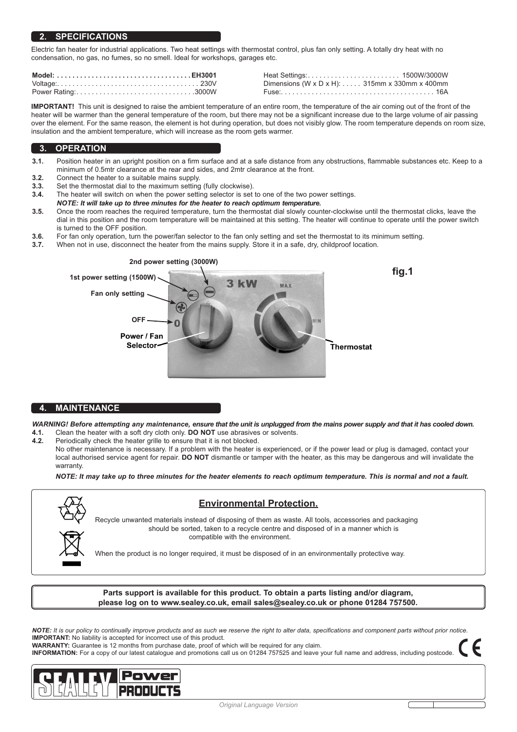## 2. SPECIFICATIONS

Electric fan heater for industrial applications. Two heat settings with thermostat control, plus fan only setting. A totally dry heat with no condensation, no gas, no fumes, so no smell. Ideal for workshops, garages etc.

| | |
|---|---|
| **Model:** . . . . . . . . . . . . . . . . . . . . **EH3001** | Heat Settings:. . . . . . . . . . . . . . 1500W/3000W |
| Voltage:. . . . . . . . . . . . . . . . . . . . 230V | Dimensions (W x D x H): . . . . . 315mm x 330mm x 400mm |
| Power Rating:. . . . . . . . . . . . . . . . 3000W | Fuse:. . . . . . . . . . . . . . . . . . . . 16A |

**IMPORTANT!** This unit is designed to raise the ambient temperature of an entire room, the temperature of the air coming out of the front of the heater will be warmer than the general temperature of the room, but there may not be a significant increase due to the large volume of air passing over the element. For the same reason, the element is hot during operation, but does not visibly glow. The room temperature depends on room size, insulation and the ambient temperature, which will increase as the room gets warmer.

## 3. OPERATION

**3.1.** Position heater in an upright position on a firm surface and at a safe distance from any obstructions, flammable substances etc. Keep to a minimum of 0.5mtr clearance at the rear and sides, and 2mtr clearance at the front.

**3.2.** Connect the heater to a suitable mains supply.

**3.3.** Set the thermostat dial to the maximum setting (fully clockwise).

**3.4.** The heater will switch on when the power setting selector is set to one of the two power settings.
***NOTE: It will take up to three minutes for the heater to reach optimum temperature.***

**3.5.** Once the room reaches the required temperature, turn the thermostat dial slowly counter-clockwise until the thermostat clicks, leave the dial in this position and the room temperature will be maintained at this setting. The heater will continue to operate until the power switch is turned to the OFF position.

**3.6.** For fan only operation, turn the power/fan selector to the fan only setting and set the thermostat to its minimum setting.

**3.7.** When not in use, disconnect the heater from the mains supply. Store it in a safe, dry, childproof location.

2nd power setting (3000W)
1st power setting (1500W)
Fan only setting
OFF
Power / Fan Selector
Thermostat
3 kW
MAX
MIN

fig.1

## 4. MAINTENANCE

***WARNING! Before attempting any maintenance, ensure that the unit is unplugged from the mains power supply and that it has cooled down.***

**4.1.** Clean the heater with a soft dry cloth only. **DO NOT** use abrasives or solvents.

**4.2.** Periodically check the heater grille to ensure that it is not blocked.
No other maintenance is necessary. If a problem with the heater is experienced, or if the power lead or plug is damaged, contact your local authorised service agent for repair. **DO NOT** dismantle or tamper with the heater, as this may be dangerous and will invalidate the warranty.

***NOTE: It may take up to three minutes for the heater elements to reach optimum temperature. This is normal and not a fault.***

### Environmental Protection.

Recycle unwanted materials instead of disposing of them as waste. All tools, accessories and packaging should be sorted, taken to a recycle centre and disposed of in a manner which is compatible with the environment.

When the product is no longer required, it must be disposed of in an environmentally protective way.

**Parts support is available for this product. To obtain a parts listing and/or diagram, please log on to www.sealey.co.uk, email sales@sealey.co.uk or phone 01284 757500.**

***NOTE:*** *It is our policy to continually improve products and as such we reserve the right to alter data, specifications and component parts without prior notice.*
**IMPORTANT:** No liability is accepted for incorrect use of this product.
**WARRANTY:** Guarantee is 12 months from purchase date, proof of which will be required for any claim.
**INFORMATION:** For a copy of our latest catalogue and promotions call us on 01284 757525 and leave your full name and address, including postcode.

SEALEY Power PRODUCTS

*Original Language Version*